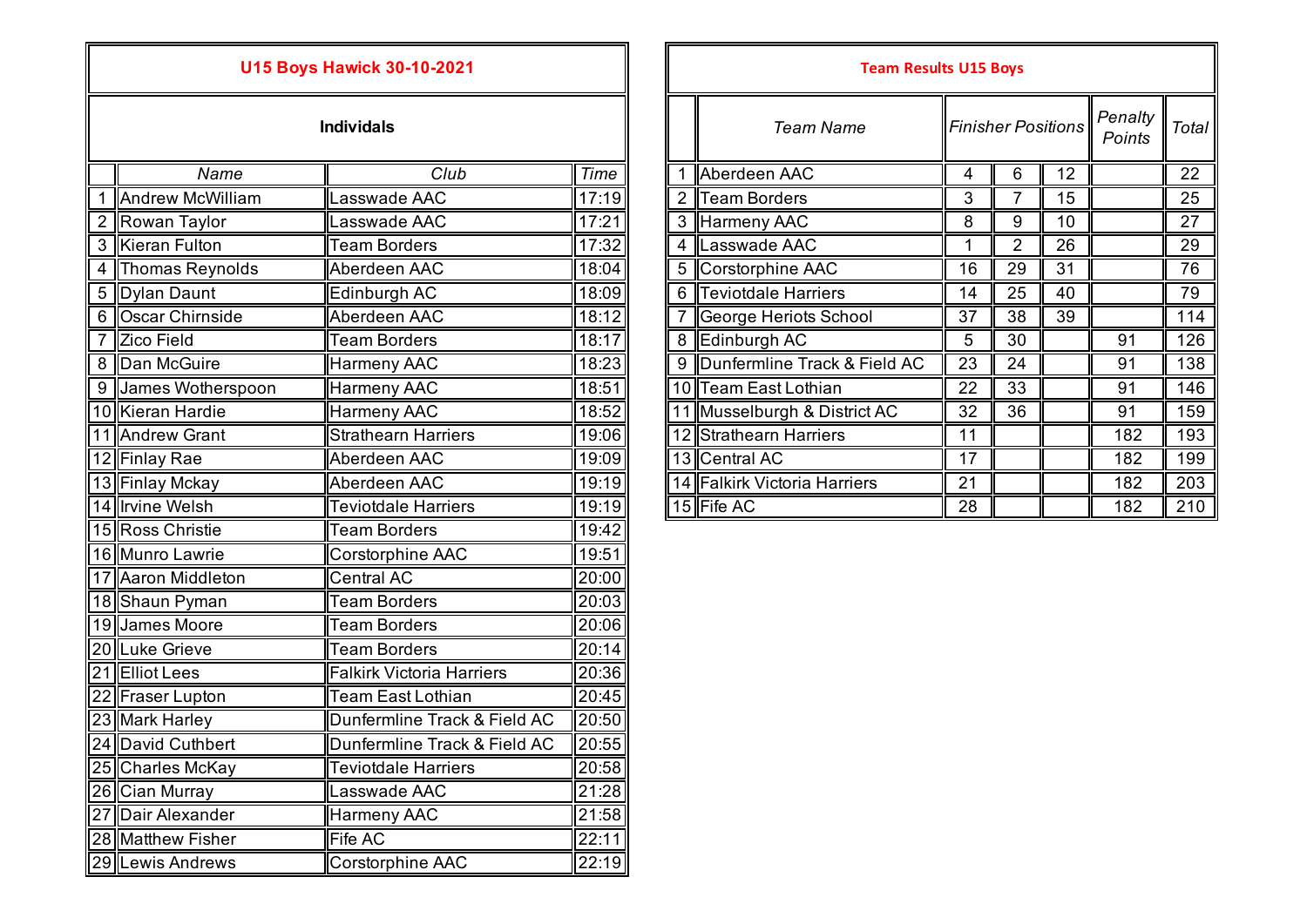## U15 Boys Hawick 30-10-2021

### Individuals

| | Name | Club | Time |
|---|---|---|---|
| 1 | Andrew McWilliam | Lasswade AAC | 17:19 |
| 2 | Rowan Taylor | Lasswade AAC | 17:21 |
| 3 | Kieran Fulton | Team Borders | 17:32 |
| 4 | Thomas Reynolds | Aberdeen AAC | 18:04 |
| 5 | Dylan Daunt | Edinburgh AC | 18:09 |
| 6 | Oscar Chirnside | Aberdeen AAC | 18:12 |
| 7 | Zico Field | Team Borders | 18:17 |
| 8 | Dan McGuire | Harmeny AAC | 18:23 |
| 9 | James Wotherspoon | Harmeny AAC | 18:51 |
| 10 | Kieran Hardie | Harmeny AAC | 18:52 |
| 11 | Andrew Grant | Strathearn Harriers | 19:06 |
| 12 | Finlay Rae | Aberdeen AAC | 19:09 |
| 13 | Finlay Mckay | Aberdeen AAC | 19:19 |
| 14 | Irvine Welsh | Teviotdale Harriers | 19:19 |
| 15 | Ross Christie | Team Borders | 19:42 |
| 16 | Munro Lawrie | Corstorphine AAC | 19:51 |
| 17 | Aaron Middleton | Central AC | 20:00 |
| 18 | Shaun Pyman | Team Borders | 20:03 |
| 19 | James Moore | Team Borders | 20:06 |
| 20 | Luke Grieve | Team Borders | 20:14 |
| 21 | Elliot Lees | Falkirk Victoria Harriers | 20:36 |
| 22 | Fraser Lupton | Team East Lothian | 20:45 |
| 23 | Mark Harley | Dunfermline Track & Field AC | 20:50 |
| 24 | David Cuthbert | Dunfermline Track & Field AC | 20:55 |
| 25 | Charles McKay | Teviotdale Harriers | 20:58 |
| 26 | Cian Murray | Lasswade AAC | 21:28 |
| 27 | Dair Alexander | Harmeny AAC | 21:58 |
| 28 | Matthew Fisher | Fife AC | 22:11 |
| 29 | Lewis Andrews | Corstorphine AAC | 22:19 |

## Team Results U15 Boys

| | Team Name | Finisher Positions | | | Penalty Points | Total |
|---|---|---|---|---|---|---|
| 1 | Aberdeen AAC | 4 | 6 | 12 | | 22 |
| 2 | Team Borders | 3 | 7 | 15 | | 25 |
| 3 | Harmeny AAC | 8 | 9 | 10 | | 27 |
| 4 | Lasswade AAC | 1 | 2 | 26 | | 29 |
| 5 | Corstorphine AAC | 16 | 29 | 31 | | 76 |
| 6 | Teviotdale Harriers | 14 | 25 | 40 | | 79 |
| 7 | George Heriots School | 37 | 38 | 39 | | 114 |
| 8 | Edinburgh AC | 5 | 30 | | 91 | 126 |
| 9 | Dunfermline Track & Field AC | 23 | 24 | | 91 | 138 |
| 10 | Team East Lothian | 22 | 33 | | 91 | 146 |
| 11 | Musselburgh & District AC | 32 | 36 | | 91 | 159 |
| 12 | Strathearn Harriers | 11 | | | 182 | 193 |
| 13 | Central AC | 17 | | | 182 | 199 |
| 14 | Falkirk Victoria Harriers | 21 | | | 182 | 203 |
| 15 | Fife AC | 28 | | | 182 | 210 |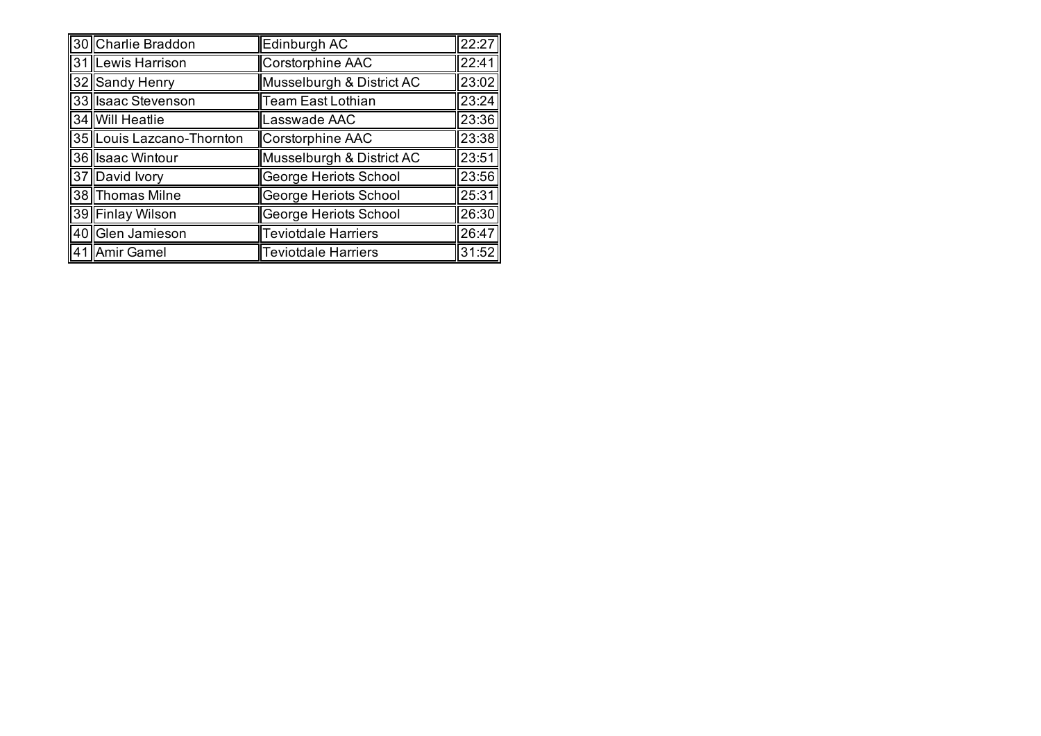| | | | |
|---|---|---|---|
| 30 | Charlie Braddon | Edinburgh AC | 22:27 |
| 31 | Lewis Harrison | Corstorphine AAC | 22:41 |
| 32 | Sandy Henry | Musselburgh & District AC | 23:02 |
| 33 | Isaac Stevenson | Team East Lothian | 23:24 |
| 34 | Will Heatlie | Lasswade AAC | 23:36 |
| 35 | Louis Lazcano-Thornton | Corstorphine AAC | 23:38 |
| 36 | Isaac Wintour | Musselburgh & District AC | 23:51 |
| 37 | David Ivory | George Heriots School | 23:56 |
| 38 | Thomas Milne | George Heriots School | 25:31 |
| 39 | Finlay Wilson | George Heriots School | 26:30 |
| 40 | Glen Jamieson | Teviotdale Harriers | 26:47 |
| 41 | Amir Gamel | Teviotdale Harriers | 31:52 |